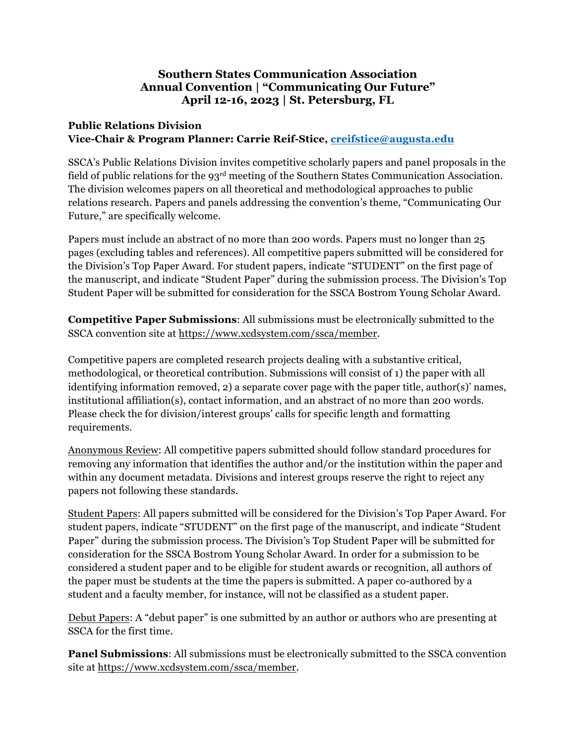# Southern States Communication Association Annual Convention | "Communicating Our Future" April 12-16, 2023 | St. Petersburg, FL

**Public Relations Division**
**Vice-Chair & Program Planner: Carrie Reif-Stice, [creifstice@augusta.edu](mailto:creifstice@augusta.edu)**

SSCA's Public Relations Division invites competitive scholarly papers and panel proposals in the field of public relations for the 93rd meeting of the Southern States Communication Association. The division welcomes papers on all theoretical and methodological approaches to public relations research. Papers and panels addressing the convention's theme, "Communicating Our Future," are specifically welcome.

Papers must include an abstract of no more than 200 words. Papers must no longer than 25 pages (excluding tables and references). All competitive papers submitted will be considered for the Division's Top Paper Award. For student papers, indicate "STUDENT" on the first page of the manuscript, and indicate "Student Paper" during the submission process. The Division's Top Student Paper will be submitted for consideration for the SSCA Bostrom Young Scholar Award.

**Competitive Paper Submissions**: All submissions must be electronically submitted to the SSCA convention site at https://www.xcdsystem.com/ssca/member.

Competitive papers are completed research projects dealing with a substantive critical, methodological, or theoretical contribution. Submissions will consist of 1) the paper with all identifying information removed, 2) a separate cover page with the paper title, author(s)' names, institutional affiliation(s), contact information, and an abstract of no more than 200 words. Please check the for division/interest groups' calls for specific length and formatting requirements.

Anonymous Review: All competitive papers submitted should follow standard procedures for removing any information that identifies the author and/or the institution within the paper and within any document metadata. Divisions and interest groups reserve the right to reject any papers not following these standards.

Student Papers: All papers submitted will be considered for the Division's Top Paper Award. For student papers, indicate "STUDENT" on the first page of the manuscript, and indicate "Student Paper" during the submission process. The Division's Top Student Paper will be submitted for consideration for the SSCA Bostrom Young Scholar Award. In order for a submission to be considered a student paper and to be eligible for student awards or recognition, all authors of the paper must be students at the time the papers is submitted. A paper co-authored by a student and a faculty member, for instance, will not be classified as a student paper.

Debut Papers: A "debut paper" is one submitted by an author or authors who are presenting at SSCA for the first time.

**Panel Submissions**: All submissions must be electronically submitted to the SSCA convention site at https://www.xcdsystem.com/ssca/member.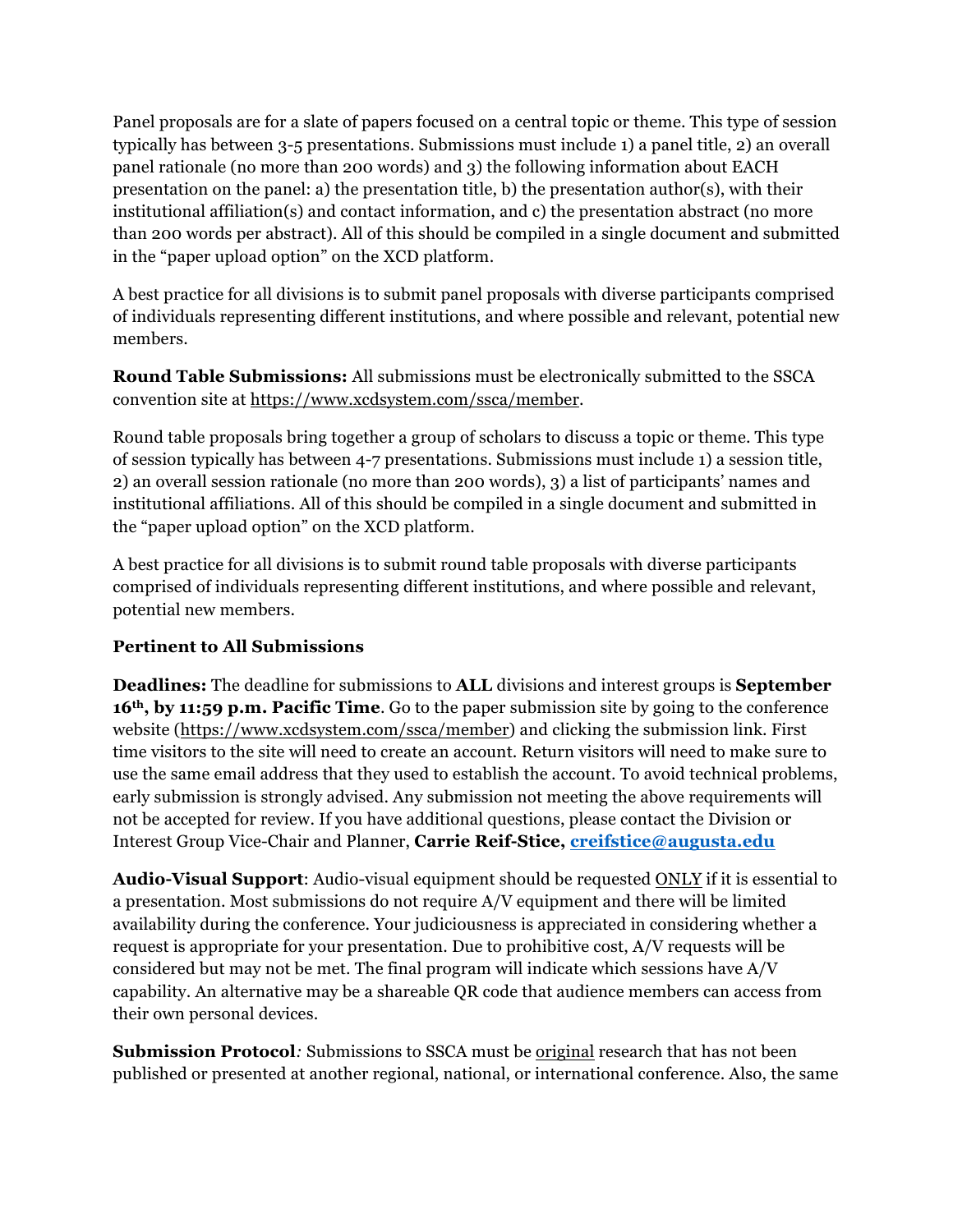Panel proposals are for a slate of papers focused on a central topic or theme. This type of session typically has between 3-5 presentations. Submissions must include 1) a panel title, 2) an overall panel rationale (no more than 200 words) and 3) the following information about EACH presentation on the panel: a) the presentation title, b) the presentation author(s), with their institutional affiliation(s) and contact information, and c) the presentation abstract (no more than 200 words per abstract). All of this should be compiled in a single document and submitted in the "paper upload option" on the XCD platform.

A best practice for all divisions is to submit panel proposals with diverse participants comprised of individuals representing different institutions, and where possible and relevant, potential new members.

**Round Table Submissions:** All submissions must be electronically submitted to the SSCA convention site at https://www.xcdsystem.com/ssca/member.

Round table proposals bring together a group of scholars to discuss a topic or theme. This type of session typically has between 4-7 presentations. Submissions must include 1) a session title, 2) an overall session rationale (no more than 200 words), 3) a list of participants' names and institutional affiliations. All of this should be compiled in a single document and submitted in the "paper upload option" on the XCD platform.

A best practice for all divisions is to submit round table proposals with diverse participants comprised of individuals representing different institutions, and where possible and relevant, potential new members.

**Pertinent to All Submissions**

**Deadlines:** The deadline for submissions to **ALL** divisions and interest groups is **September 16th, by 11:59 p.m. Pacific Time**. Go to the paper submission site by going to the conference website (https://www.xcdsystem.com/ssca/member) and clicking the submission link. First time visitors to the site will need to create an account. Return visitors will need to make sure to use the same email address that they used to establish the account. To avoid technical problems, early submission is strongly advised. Any submission not meeting the above requirements will not be accepted for review. If you have additional questions, please contact the Division or Interest Group Vice-Chair and Planner, **Carrie Reif-Stice, creifstice@augusta.edu**

**Audio-Visual Support**: Audio-visual equipment should be requested ONLY if it is essential to a presentation. Most submissions do not require A/V equipment and there will be limited availability during the conference. Your judiciousness is appreciated in considering whether a request is appropriate for your presentation. Due to prohibitive cost, A/V requests will be considered but may not be met. The final program will indicate which sessions have A/V capability. An alternative may be a shareable QR code that audience members can access from their own personal devices.

**Submission Protocol***:* Submissions to SSCA must be original research that has not been published or presented at another regional, national, or international conference. Also, the same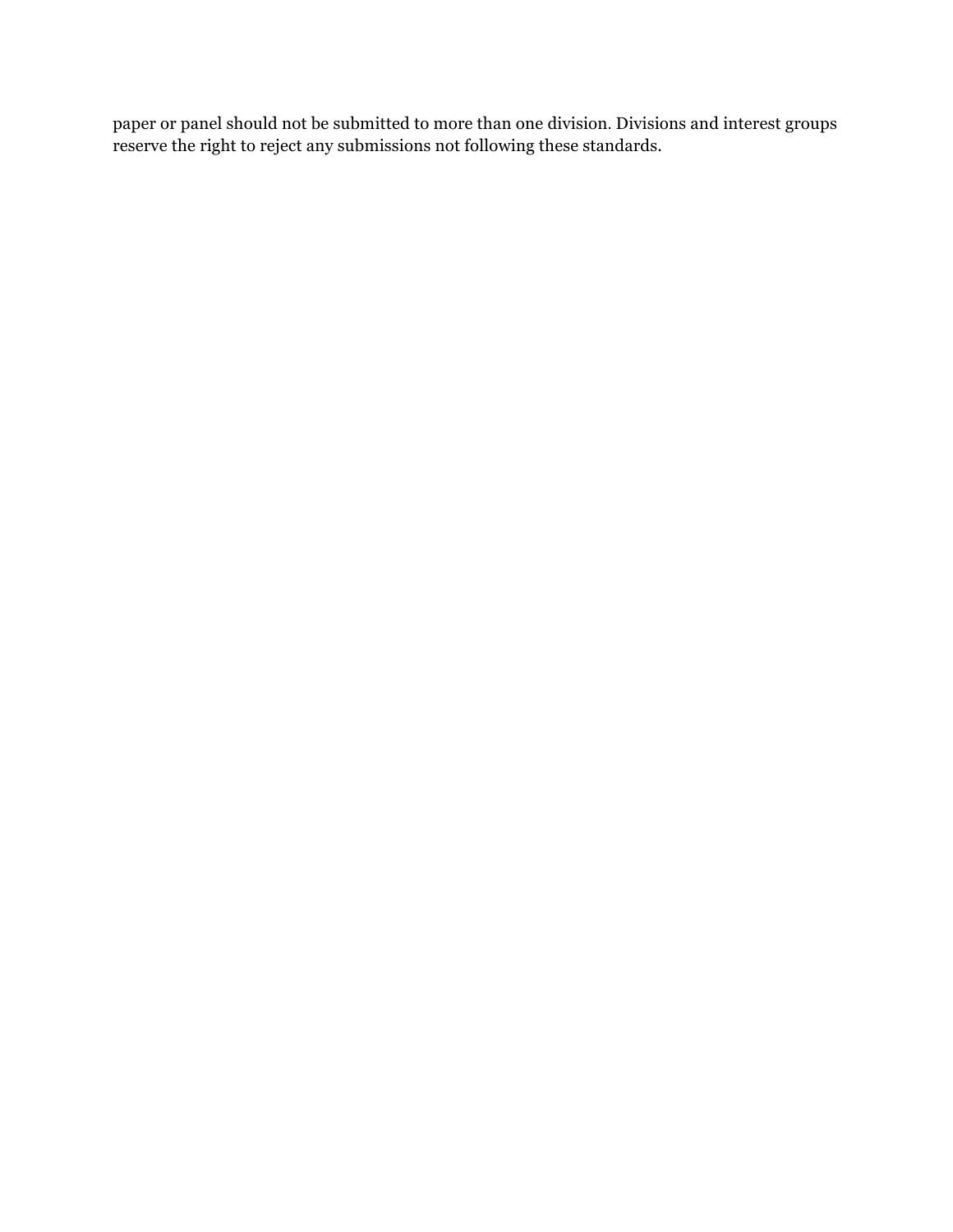paper or panel should not be submitted to more than one division. Divisions and interest groups reserve the right to reject any submissions not following these standards.